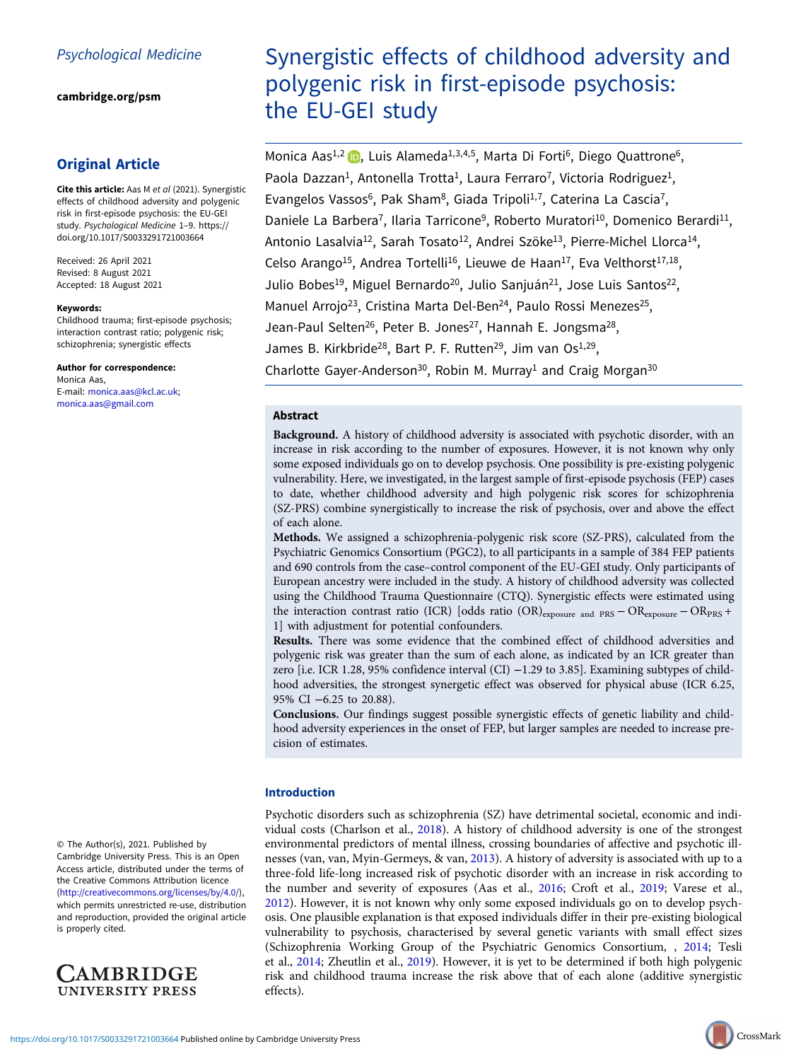Psychological Medicine

cambridge.org/psm

## Original Article

**Cite this article:** Aas M *et al* (2021). Synergistic effects of childhood adversity and polygenic risk in first-episode psychosis: the EU-GEI study. *Psychological Medicine* 1–9. https://doi.org/10.1017/S0033291721003664

Received: 26 April 2021
Revised: 8 August 2021
Accepted: 18 August 2021

**Keywords:**
Childhood trauma; first-episode psychosis; interaction contrast ratio; polygenic risk; schizophrenia; synergistic effects

**Author for correspondence:**
Monica Aas,
E-mail: monica.aas@kcl.ac.uk; monica.aas@gmail.com

© The Author(s), 2021. Published by Cambridge University Press. This is an Open Access article, distributed under the terms of the Creative Commons Attribution licence (http://creativecommons.org/licenses/by/4.0/), which permits unrestricted re-use, distribution and reproduction, provided the original article is properly cited.

# Synergistic effects of childhood adversity and polygenic risk in first-episode psychosis: the EU-GEI study

Monica Aas[1,2], Luis Alameda[1,3,4,5], Marta Di Forti[6], Diego Quattrone[6], Paola Dazzan[1], Antonella Trotta[1], Laura Ferraro[7], Victoria Rodriguez[1], Evangelos Vassos[6], Pak Sham[8], Giada Tripoli[1,7], Caterina La Cascia[7], Daniele La Barbera[7], Ilaria Tarricone[9], Roberto Muratori[10], Domenico Berardi[11], Antonio Lasalvia[12], Sarah Tosato[12], Andrei Szöke[13], Pierre-Michel Llorca[14], Celso Arango[15], Andrea Tortelli[16], Lieuwe de Haan[17], Eva Velthorst[17,18], Julio Bobes[19], Miguel Bernardo[20], Julio Sanjuán[21], Jose Luis Santos[22], Manuel Arrojo[23], Cristina Marta Del-Ben[24], Paulo Rossi Menezes[25], Jean-Paul Selten[26], Peter B. Jones[27], Hannah E. Jongsma[28], James B. Kirkbride[28], Bart P. F. Rutten[29], Jim van Os[1,29], Charlotte Gayer-Anderson[30], Robin M. Murray[1] and Craig Morgan[30]

## Abstract

**Background.** A history of childhood adversity is associated with psychotic disorder, with an increase in risk according to the number of exposures. However, it is not known why only some exposed individuals go on to develop psychosis. One possibility is pre-existing polygenic vulnerability. Here, we investigated, in the largest sample of first-episode psychosis (FEP) cases to date, whether childhood adversity and high polygenic risk scores for schizophrenia (SZ-PRS) combine synergistically to increase the risk of psychosis, over and above the effect of each alone.

**Methods.** We assigned a schizophrenia-polygenic risk score (SZ-PRS), calculated from the Psychiatric Genomics Consortium (PGC2), to all participants in a sample of 384 FEP patients and 690 controls from the case–control component of the EU-GEI study. Only participants of European ancestry were included in the study. A history of childhood adversity was collected using the Childhood Trauma Questionnaire (CTQ). Synergistic effects were estimated using the interaction contrast ratio (ICR) [odds ratio $(\text{OR})_{\text{exposure and PRS}} - \text{OR}_{\text{exposure}} - \text{OR}_{\text{PRS}} + 1$] with adjustment for potential confounders.

**Results.** There was some evidence that the combined effect of childhood adversities and polygenic risk was greater than the sum of each alone, as indicated by an ICR greater than zero [i.e. ICR 1.28, 95% confidence interval (CI) −1.29 to 3.85]. Examining subtypes of childhood adversities, the strongest synergetic effect was observed for physical abuse (ICR 6.25, 95% CI −6.25 to 20.88).

**Conclusions.** Our findings suggest possible synergistic effects of genetic liability and childhood adversity experiences in the onset of FEP, but larger samples are needed to increase precision of estimates.

## Introduction

Psychotic disorders such as schizophrenia (SZ) have detrimental societal, economic and individual costs (Charlson et al., 2018). A history of childhood adversity is one of the strongest environmental predictors of mental illness, crossing boundaries of affective and psychotic illnesses (van, van, Myin-Germeys, & van, 2013). A history of adversity is associated with up to a three-fold life-long increased risk of psychotic disorder with an increase in risk according to the number and severity of exposures (Aas et al., 2016; Croft et al., 2019; Varese et al., 2012). However, it is not known why only some exposed individuals go on to develop psychosis. One plausible explanation is that exposed individuals differ in their pre-existing biological vulnerability to psychosis, characterised by several genetic variants with small effect sizes (Schizophrenia Working Group of the Psychiatric Genomics Consortium, , 2014; Tesli et al., 2014; Zheutlin et al., 2019). However, it is yet to be determined if both high polygenic risk and childhood trauma increase the risk above that of each alone (additive synergistic effects).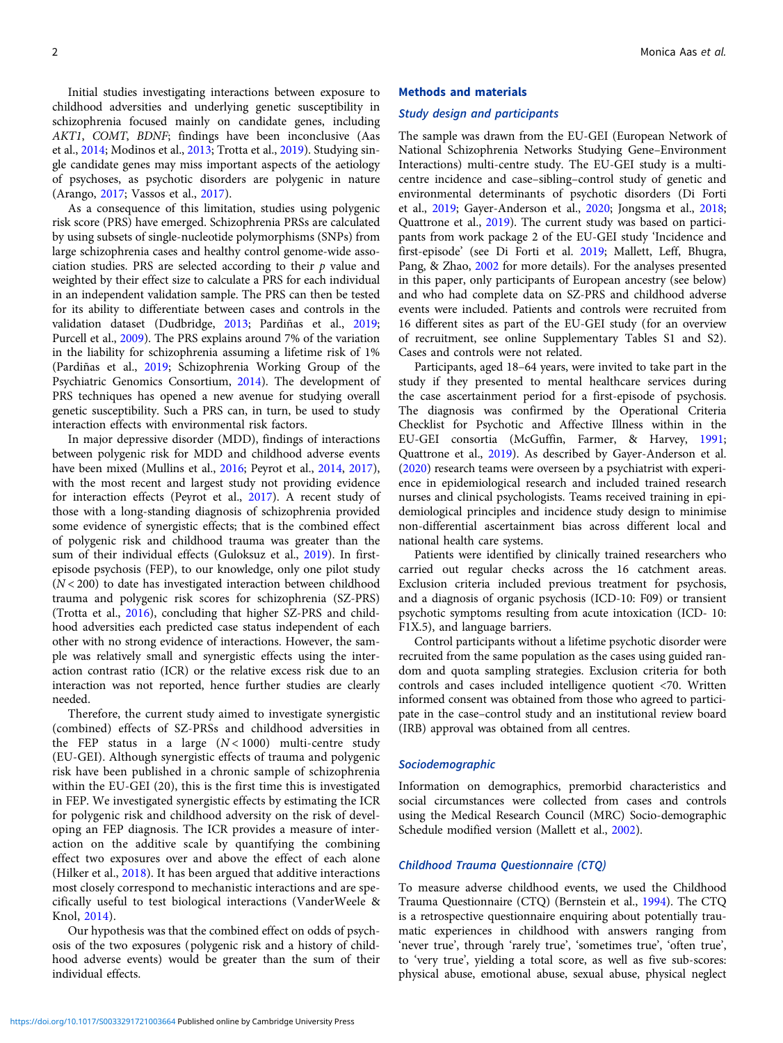Initial studies investigating interactions between exposure to childhood adversities and underlying genetic susceptibility in schizophrenia focused mainly on candidate genes, including *AKT1*, *COMT*, *BDNF*; findings have been inconclusive (Aas et al., 2014; Modinos et al., 2013; Trotta et al., 2019). Studying single candidate genes may miss important aspects of the aetiology of psychoses, as psychotic disorders are polygenic in nature (Arango, 2017; Vassos et al., 2017).

As a consequence of this limitation, studies using polygenic risk score (PRS) have emerged. Schizophrenia PRSs are calculated by using subsets of single-nucleotide polymorphisms (SNPs) from large schizophrenia cases and healthy control genome-wide association studies. PRS are selected according to their $p$ value and weighted by their effect size to calculate a PRS for each individual in an independent validation sample. The PRS can then be tested for its ability to differentiate between cases and controls in the validation dataset (Dudbridge, 2013; Pardiñas et al., 2019; Purcell et al., 2009). The PRS explains around 7% of the variation in the liability for schizophrenia assuming a lifetime risk of 1% (Pardiñas et al., 2019; Schizophrenia Working Group of the Psychiatric Genomics Consortium, 2014). The development of PRS techniques has opened a new avenue for studying overall genetic susceptibility. Such a PRS can, in turn, be used to study interaction effects with environmental risk factors.

In major depressive disorder (MDD), findings of interactions between polygenic risk for MDD and childhood adverse events have been mixed (Mullins et al., 2016; Peyrot et al., 2014, 2017), with the most recent and largest study not providing evidence for interaction effects (Peyrot et al., 2017). A recent study of those with a long-standing diagnosis of schizophrenia provided some evidence of synergistic effects; that is the combined effect of polygenic risk and childhood trauma was greater than the sum of their individual effects (Guloksuz et al., 2019). In first-episode psychosis (FEP), to our knowledge, only one pilot study ($N < 200$) to date has investigated interaction between childhood trauma and polygenic risk scores for schizophrenia (SZ-PRS) (Trotta et al., 2016), concluding that higher SZ-PRS and childhood adversities each predicted case status independent of each other with no strong evidence of interactions. However, the sample was relatively small and synergistic effects using the interaction contrast ratio (ICR) or the relative excess risk due to an interaction was not reported, hence further studies are clearly needed.

Therefore, the current study aimed to investigate synergistic (combined) effects of SZ-PRSs and childhood adversities in the FEP status in a large ($N < 1000$) multi-centre study (EU-GEI). Although synergistic effects of trauma and polygenic risk have been published in a chronic sample of schizophrenia within the EU-GEI (20), this is the first time this is investigated in FEP. We investigated synergistic effects by estimating the ICR for polygenic risk and childhood adversity on the risk of developing an FEP diagnosis. The ICR provides a measure of interaction on the additive scale by quantifying the combining effect two exposures over and above the effect of each alone (Hilker et al., 2018). It has been argued that additive interactions most closely correspond to mechanistic interactions and are specifically useful to test biological interactions (VanderWeele & Knol, 2014).

Our hypothesis was that the combined effect on odds of psychosis of the two exposures (polygenic risk and a history of childhood adverse events) would be greater than the sum of their individual effects.

## Methods and materials

### Study design and participants

The sample was drawn from the EU-GEI (European Network of National Schizophrenia Networks Studying Gene–Environment Interactions) multi-centre study. The EU-GEI study is a multi-centre incidence and case–sibling–control study of genetic and environmental determinants of psychotic disorders (Di Forti et al., 2019; Gayer-Anderson et al., 2020; Jongsma et al., 2018; Quattrone et al., 2019). The current study was based on participants from work package 2 of the EU-GEI study 'Incidence and first-episode' (see Di Forti et al. 2019; Mallett, Leff, Bhugra, Pang, & Zhao, 2002 for more details). For the analyses presented in this paper, only participants of European ancestry (see below) and who had complete data on SZ-PRS and childhood adverse events were included. Patients and controls were recruited from 16 different sites as part of the EU-GEI study (for an overview of recruitment, see online Supplementary Tables S1 and S2). Cases and controls were not related.

Participants, aged 18–64 years, were invited to take part in the study if they presented to mental healthcare services during the case ascertainment period for a first-episode of psychosis. The diagnosis was confirmed by the Operational Criteria Checklist for Psychotic and Affective Illness within in the EU-GEI consortia (McGuffin, Farmer, & Harvey, 1991; Quattrone et al., 2019). As described by Gayer-Anderson et al. (2020) research teams were overseen by a psychiatrist with experience in epidemiological research and included trained research nurses and clinical psychologists. Teams received training in epidemiological principles and incidence study design to minimise non-differential ascertainment bias across different local and national health care systems.

Patients were identified by clinically trained researchers who carried out regular checks across the 16 catchment areas. Exclusion criteria included previous treatment for psychosis, and a diagnosis of organic psychosis (ICD-10: F09) or transient psychotic symptoms resulting from acute intoxication (ICD- 10: F1X.5), and language barriers.

Control participants without a lifetime psychotic disorder were recruited from the same population as the cases using guided random and quota sampling strategies. Exclusion criteria for both controls and cases included intelligence quotient <70. Written informed consent was obtained from those who agreed to participate in the case–control study and an institutional review board (IRB) approval was obtained from all centres.

### Sociodemographic

Information on demographics, premorbid characteristics and social circumstances were collected from cases and controls using the Medical Research Council (MRC) Socio-demographic Schedule modified version (Mallett et al., 2002).

### Childhood Trauma Questionnaire (CTQ)

To measure adverse childhood events, we used the Childhood Trauma Questionnaire (CTQ) (Bernstein et al., 1994). The CTQ is a retrospective questionnaire enquiring about potentially traumatic experiences in childhood with answers ranging from 'never true', through 'rarely true', 'sometimes true', 'often true', to 'very true', yielding a total score, as well as five sub-scores: physical abuse, emotional abuse, sexual abuse, physical neglect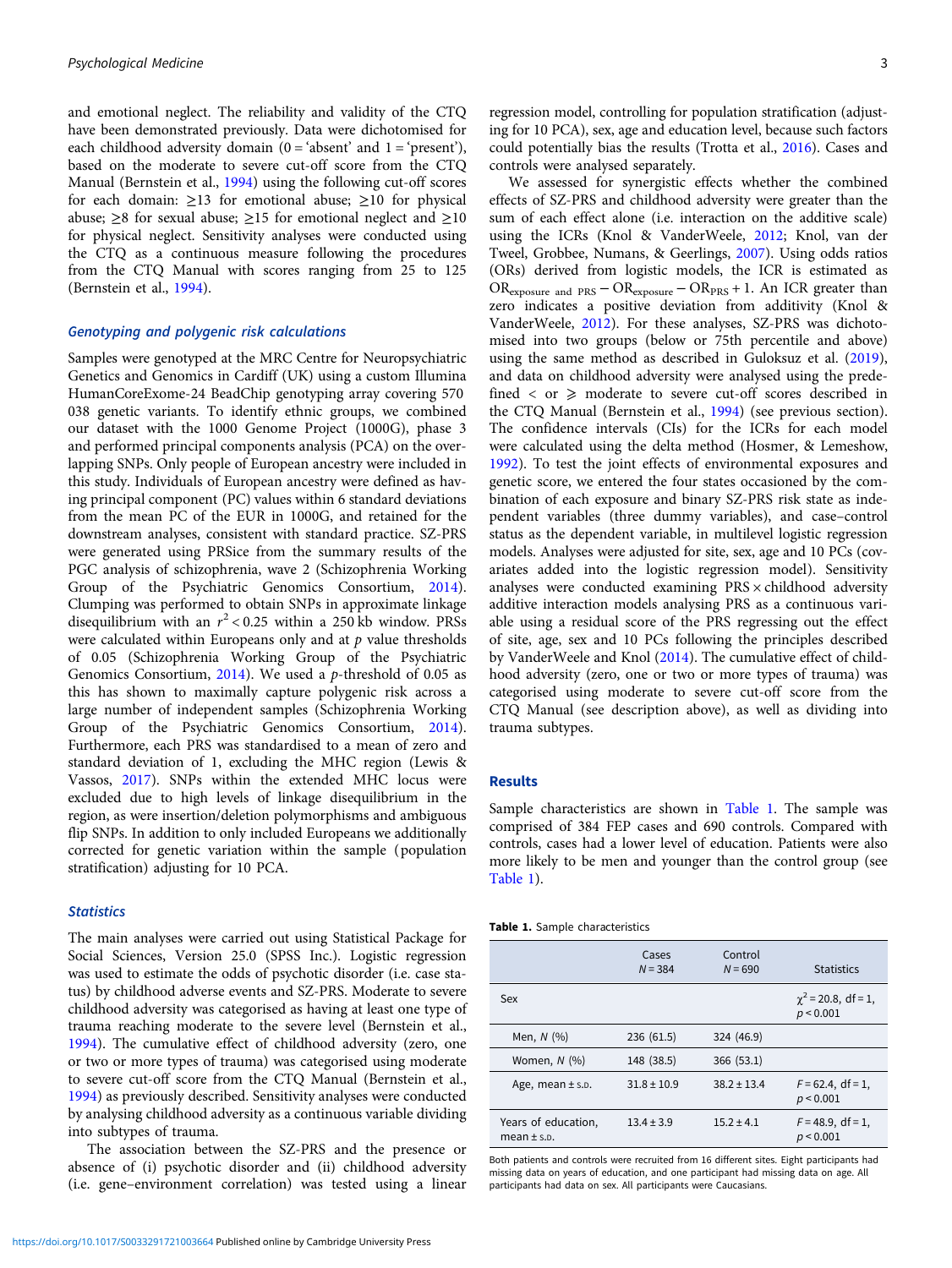and emotional neglect. The reliability and validity of the CTQ have been demonstrated previously. Data were dichotomised for each childhood adversity domain (0 = 'absent' and 1 = 'present'), based on the moderate to severe cut-off score from the CTQ Manual (Bernstein et al., 1994) using the following cut-off scores for each domain: ≥13 for emotional abuse; ≥10 for physical abuse; ≥8 for sexual abuse; ≥15 for emotional neglect and ≥10 for physical neglect. Sensitivity analyses were conducted using the CTQ as a continuous measure following the procedures from the CTQ Manual with scores ranging from 25 to 125 (Bernstein et al., 1994).

### *Genotyping and polygenic risk calculations*

Samples were genotyped at the MRC Centre for Neuropsychiatric Genetics and Genomics in Cardiff (UK) using a custom Illumina HumanCoreExome-24 BeadChip genotyping array covering 570 038 genetic variants. To identify ethnic groups, we combined our dataset with the 1000 Genome Project (1000G), phase 3 and performed principal components analysis (PCA) on the overlapping SNPs. Only people of European ancestry were included in this study. Individuals of European ancestry were defined as having principal component (PC) values within 6 standard deviations from the mean PC of the EUR in 1000G, and retained for the downstream analyses, consistent with standard practice. SZ-PRS were generated using PRSice from the summary results of the PGC analysis of schizophrenia, wave 2 (Schizophrenia Working Group of the Psychiatric Genomics Consortium, 2014). Clumping was performed to obtain SNPs in approximate linkage disequilibrium with an $r^2 < 0.25$ within a 250 kb window. PRSs were calculated within Europeans only and at *p* value thresholds of 0.05 (Schizophrenia Working Group of the Psychiatric Genomics Consortium, 2014). We used a *p*-threshold of 0.05 as this has shown to maximally capture polygenic risk across a large number of independent samples (Schizophrenia Working Group of the Psychiatric Genomics Consortium, 2014). Furthermore, each PRS was standardised to a mean of zero and standard deviation of 1, excluding the MHC region (Lewis & Vassos, 2017). SNPs within the extended MHC locus were excluded due to high levels of linkage disequilibrium in the region, as were insertion/deletion polymorphisms and ambiguous flip SNPs. In addition to only included Europeans we additionally corrected for genetic variation within the sample (population stratification) adjusting for 10 PCA.

### *Statistics*

The main analyses were carried out using Statistical Package for Social Sciences, Version 25.0 (SPSS Inc.). Logistic regression was used to estimate the odds of psychotic disorder (i.e. case status) by childhood adverse events and SZ-PRS. Moderate to severe childhood adversity was categorised as having at least one type of trauma reaching moderate to the severe level (Bernstein et al., 1994). The cumulative effect of childhood adversity (zero, one or two or more types of trauma) was categorised using moderate to severe cut-off score from the CTQ Manual (Bernstein et al., 1994) as previously described. Sensitivity analyses were conducted by analysing childhood adversity as a continuous variable dividing into subtypes of trauma.

The association between the SZ-PRS and the presence or absence of (i) psychotic disorder and (ii) childhood adversity (i.e. gene–environment correlation) was tested using a linear regression model, controlling for population stratification (adjusting for 10 PCA), sex, age and education level, because such factors could potentially bias the results (Trotta et al., 2016). Cases and controls were analysed separately.

We assessed for synergistic effects whether the combined effects of SZ-PRS and childhood adversity were greater than the sum of each effect alone (i.e. interaction on the additive scale) using the ICRs (Knol & VanderWeele, 2012; Knol, van der Tweel, Grobbee, Numans, & Geerlings, 2007). Using odds ratios (ORs) derived from logistic models, the ICR is estimated as $OR_{\text{exposure and PRS}} - OR_{\text{exposure}} - OR_{\text{PRS}} + 1$. An ICR greater than zero indicates a positive deviation from additivity (Knol & VanderWeele, 2012). For these analyses, SZ-PRS was dichotomised into two groups (below or 75th percentile and above) using the same method as described in Guloksuz et al. (2019), and data on childhood adversity were analysed using the predefined < or ⩾ moderate to severe cut-off scores described in the CTQ Manual (Bernstein et al., 1994) (see previous section). The confidence intervals (CIs) for the ICRs for each model were calculated using the delta method (Hosmer, & Lemeshow, 1992). To test the joint effects of environmental exposures and genetic score, we entered the four states occasioned by the combination of each exposure and binary SZ-PRS risk state as independent variables (three dummy variables), and case–control status as the dependent variable, in multilevel logistic regression models. Analyses were adjusted for site, sex, age and 10 PCs (covariates added into the logistic regression model). Sensitivity analyses were conducted examining PRS × childhood adversity additive interaction models analysing PRS as a continuous variable using a residual score of the PRS regressing out the effect of site, age, sex and 10 PCs following the principles described by VanderWeele and Knol (2014). The cumulative effect of childhood adversity (zero, one or two or more types of trauma) was categorised using moderate to severe cut-off score from the CTQ Manual (see description above), as well as dividing into trauma subtypes.

## Results

Sample characteristics are shown in Table 1. The sample was comprised of 384 FEP cases and 690 controls. Compared with controls, cases had a lower level of education. Patients were also more likely to be men and younger than the control group (see Table 1).

**Table 1.** Sample characteristics

| | Cases *N* = 384 | Control *N* = 690 | Statistics |
|---|---|---|---|
| Sex | | | $\chi^2 = 20.8$, df = 1, $p < 0.001$ |
| Men, *N* (%) | 236 (61.5) | 324 (46.9) | |
| Women, *N* (%) | 148 (38.5) | 366 (53.1) | |
| Age, mean ± s.d. | 31.8 ± 10.9 | 38.2 ± 13.4 | $F = 62.4$, df = 1, $p < 0.001$ |
| Years of education, mean ± s.d. | 13.4 ± 3.9 | 15.2 ± 4.1 | $F = 48.9$, df = 1, $p < 0.001$ |

Both patients and controls were recruited from 16 different sites. Eight participants had missing data on years of education, and one participant had missing data on age. All participants had data on sex. All participants were Caucasians.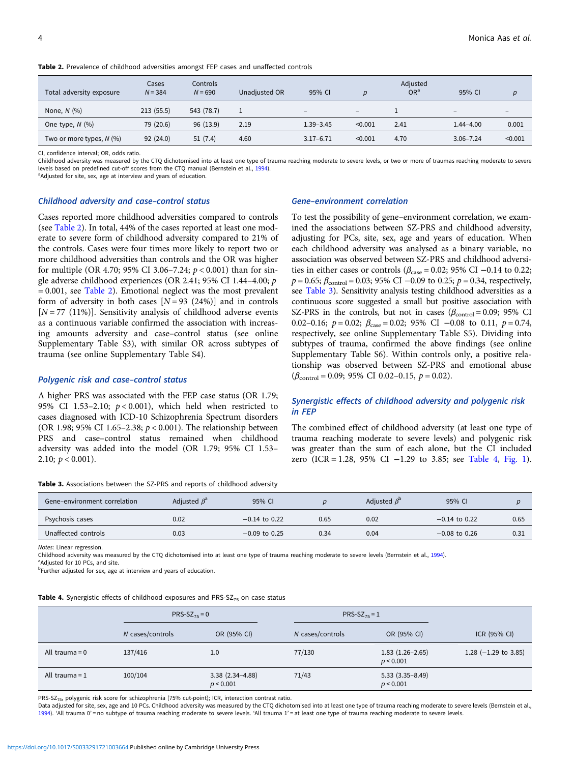**Table 2.** Prevalence of childhood adversities amongst FEP cases and unaffected controls

| Total adversity exposure | Cases $N = 384$ | Controls $N = 690$ | Unadjusted OR | 95% CI | $p$ | Adjusted OR[a] | 95% CI | $p$ |
|---|---|---|---|---|---|---|---|---|
| None, $N$ (%) | 213 (55.5) | 543 (78.7) | 1 | – | – | 1 | – | – |
| One type, $N$ (%) | 79 (20.6) | 96 (13.9) | 2.19 | 1.39–3.45 | <0.001 | 2.41 | 1.44–4.00 | 0.001 |
| Two or more types, $N$ (%) | 92 (24.0) | 51 (7.4) | 4.60 | 3.17–6.71 | <0.001 | 4.70 | 3.06–7.24 | <0.001 |

CI, confidence interval; OR, odds ratio.
Childhood adversity was measured by the CTQ dichotomised into at least one type of trauma reaching moderate to severe levels, or two or more of traumas reaching moderate to severe levels based on predefined cut-off scores from the CTQ manual (Bernstein et al., 1994).
[a]Adjusted for site, sex, age at interview and years of education.

### Childhood adversity and case–control status

Cases reported more childhood adversities compared to controls (see Table 2). In total, 44% of the cases reported at least one moderate to severe form of childhood adversity compared to 21% of the controls. Cases were four times more likely to report two or more childhood adversities than controls and the OR was higher for multiple (OR 4.70; 95% CI 3.06–7.24; $p < 0.001$) than for single adverse childhood experiences (OR 2.41; 95% CI 1.44–4.00; $p = 0.001$, see Table 2). Emotional neglect was the most prevalent form of adversity in both cases [$N = 93$ (24%)] and in controls [$N = 77$ (11%)]. Sensitivity analysis of childhood adverse events as a continuous variable confirmed the association with increasing amounts adversity and case–control status (see online Supplementary Table S3), with similar OR across subtypes of trauma (see online Supplementary Table S4).

### Polygenic risk and case–control status

A higher PRS was associated with the FEP case status (OR 1.79; 95% CI 1.53–2.10; $p < 0.001$), which held when restricted to cases diagnosed with ICD-10 Schizophrenia Spectrum disorders (OR 1.98; 95% CI 1.65–2.38; $p < 0.001$). The relationship between PRS and case–control status remained when childhood adversity was added into the model (OR 1.79; 95% CI 1.53–2.10; $p < 0.001$).

### Gene–environment correlation

To test the possibility of gene–environment correlation, we examined the associations between SZ-PRS and childhood adversity, adjusting for PCs, site, sex, age and years of education. When each childhood adversity was analysed as a binary variable, no association was observed between SZ-PRS and childhood adversities in either cases or controls ($\beta_{case} = 0.02$; 95% CI −0.14 to 0.22; $p = 0.65$; $\beta_{control} = 0.03$; 95% CI −0.09 to 0.25; $p = 0.34$, respectively, see Table 3). Sensitivity analysis testing childhood adversities as a continuous score suggested a small but positive association with SZ-PRS in the controls, but not in cases ($\beta_{control} = 0.09$; 95% CI 0.02–0.16; $p = 0.02$; $\beta_{case} = 0.02$; 95% CI −0.08 to 0.11, $p = 0.74$, respectively, see online Supplementary Table S5). Dividing into subtypes of trauma, confirmed the above findings (see online Supplementary Table S6). Within controls only, a positive relationship was observed between SZ-PRS and emotional abuse ($\beta_{control} = 0.09$; 95% CI 0.02–0.15, $p = 0.02$).

### Synergistic effects of childhood adversity and polygenic risk in FEP

The combined effect of childhood adversity (at least one type of trauma reaching moderate to severe levels) and polygenic risk was greater than the sum of each alone, but the CI included zero (ICR = 1.28, 95% CI −1.29 to 3.85; see Table 4, Fig. 1).

**Table 3.** Associations between the SZ-PRS and reports of childhood adversity

| Gene–environment correlation | Adjusted $\beta$[a] | 95% CI | $p$ | Adjusted $\beta$[b] | 95% CI | $p$ |
|---|---|---|---|---|---|---|
| Psychosis cases | 0.02 | −0.14 to 0.22 | 0.65 | 0.02 | −0.14 to 0.22 | 0.65 |
| Unaffected controls | 0.03 | −0.09 to 0.25 | 0.34 | 0.04 | −0.08 to 0.26 | 0.31 |

*Notes*: Linear regression.
Childhood adversity was measured by the CTQ dichotomised into at least one type of trauma reaching moderate to severe levels (Bernstein et al., 1994).
[a]Adjusted for 10 PCs, and site.
[b]Further adjusted for sex, age at interview and years of education.

**Table 4.** Synergistic effects of childhood exposures and PRS-$SZ_{75}$ on case status

| | PRS-$SZ_{75}$ = 0 | | PRS-$SZ_{75}$ = 1 | | |
|---|---|---|---|---|---|
| | $N$ cases/controls | OR (95% CI) | $N$ cases/controls | OR (95% CI) | ICR (95% CI) |
| All trauma = 0 | 137/416 | 1.0 | 77/130 | 1.83 (1.26–2.65) $p < 0.001$ | 1.28 (−1.29 to 3.85) |
| All trauma = 1 | 100/104 | 3.38 (2.34–4.88) $p < 0.001$ | 71/43 | 5.33 (3.35–8.49) $p < 0.001$ | |

PRS-$SZ_{75}$, polygenic risk score for schizophrenia (75% cut-point); ICR, interaction contrast ratio.
Data adjusted for site, sex, age and 10 PCs. Childhood adversity was measured by the CTQ dichotomised into at least one type of trauma reaching moderate to severe levels (Bernstein et al., 1994). 'All trauma 0' = no subtype of trauma reaching moderate to severe levels. 'All trauma 1' = at least one type of trauma reaching moderate to severe levels.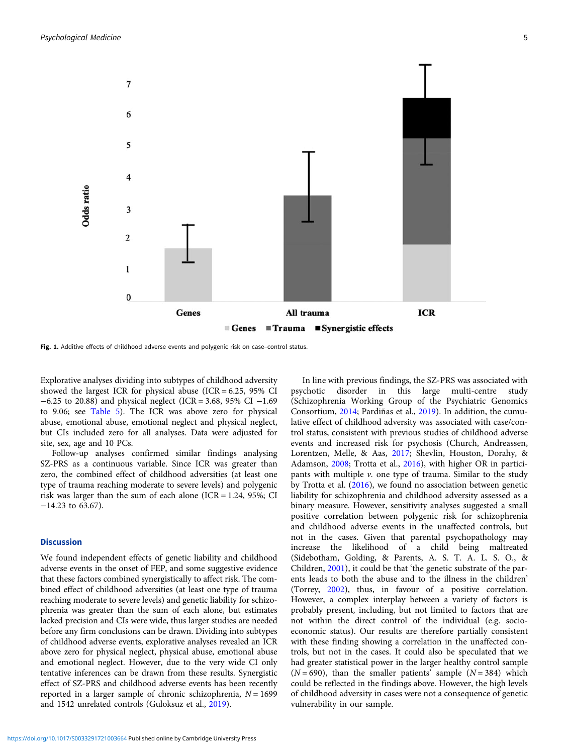Fig. 1. Additive effects of childhood adverse events and polygenic risk on case–control status.

Explorative analyses dividing into subtypes of childhood adversity showed the largest ICR for physical abuse (ICR = 6.25, 95% CI −6.25 to 20.88) and physical neglect (ICR = 3.68, 95% CI −1.69 to 9.06; see Table 5). The ICR was above zero for physical abuse, emotional abuse, emotional neglect and physical neglect, but CIs included zero for all analyses. Data were adjusted for site, sex, age and 10 PCs.

Follow-up analyses confirmed similar findings analysing SZ-PRS as a continuous variable. Since ICR was greater than zero, the combined effect of childhood adversities (at least one type of trauma reaching moderate to severe levels) and polygenic risk was larger than the sum of each alone (ICR = 1.24, 95%; CI −14.23 to 63.67).

## Discussion

We found independent effects of genetic liability and childhood adverse events in the onset of FEP, and some suggestive evidence that these factors combined synergistically to affect risk. The combined effect of childhood adversities (at least one type of trauma reaching moderate to severe levels) and genetic liability for schizophrenia was greater than the sum of each factor alone, but estimates lacked precision and CIs were wide, thus larger studies are needed before any firm conclusions can be drawn. Dividing into subtypes of childhood adverse events, explorative analyses revealed an ICR above zero for physical neglect, physical abuse, emotional abuse and emotional neglect. However, due to the very wide CI only tentative inferences can be drawn from these results. Synergistic effect of SZ-PRS and childhood adverse events has been recently reported in a larger sample of chronic schizophrenia, $N = 1699$ and 1542 unrelated controls (Guloksuz et al., 2019).

In line with previous findings, the SZ-PRS was associated with psychotic disorder in this large multi-centre study (Schizophrenia Working Group of the Psychiatric Genomics Consortium, 2014; Pardiñas et al., 2019). In addition, the cumulative effect of childhood adversity was associated with case/control status, consistent with previous studies of childhood adverse events and increased risk for psychosis (Church, Andreassen, Lorentzen, Melle, & Aas, 2017; Shevlin, Houston, Dorahy, & Adamson, 2008; Trotta et al., 2016), with higher OR in participants with multiple *v.* one type of trauma. Similar to the study by Trotta et al. (2016), we found no association between genetic liability for schizophrenia and childhood adversity assessed as a binary measure. However, sensitivity analyses suggested a small positive correlation between polygenic risk for schizophrenia and childhood adverse events in the unaffected controls, but not in the cases. Given that parental psychopathology may increase the likelihood of a child being maltreated (Sidebotham, Golding, & Parents, A. S. T. A. L. S. O., & Children, 2001), it could be that 'the genetic substrate of the parents leads to both the abuse and to the illness in the children' (Torrey, 2002), thus, in favour of a positive correlation. However, a complex interplay between a variety of factors is probably present, including, but not limited to factors that are not within the direct control of the individual (e.g. socio-economic status). Our results are therefore partially consistent with these finding showing a correlation in the unaffected controls, but not in the cases. It could also be speculated that we had greater statistical power in the larger healthy control sample ($N = 690$), than the smaller patients' sample ($N = 384$) which could be reflected in the findings above. However, the high levels of childhood adversity in cases were not a consequence of genetic vulnerability in our sample.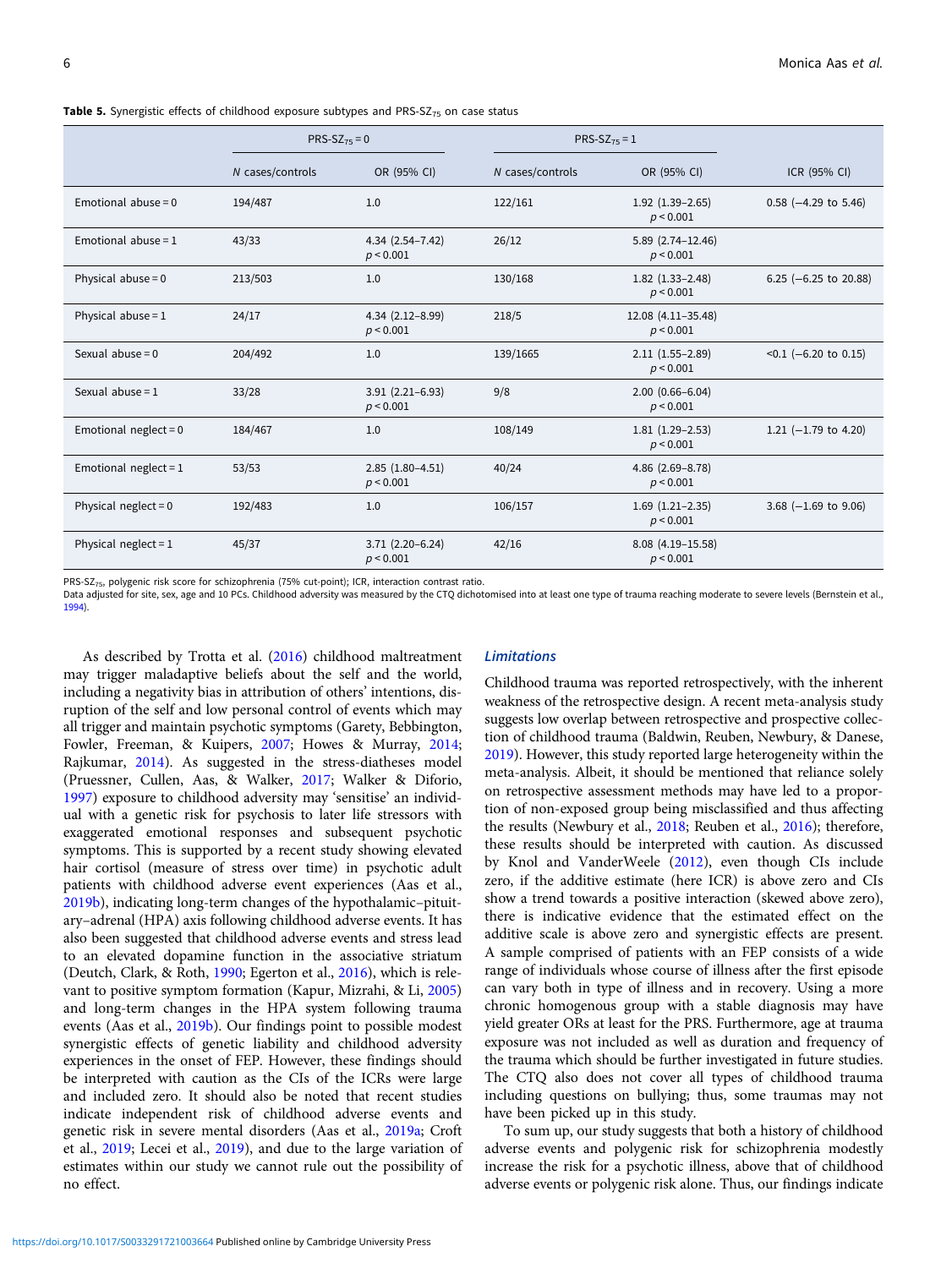**Table 5.** Synergistic effects of childhood exposure subtypes and PRS-SZ$_{75}$ on case status

| | PRS-SZ$_{75}$ = 0 | | PRS-SZ$_{75}$ = 1 | | |
|---|---|---|---|---|---|
| | *N* cases/controls | OR (95% CI) | *N* cases/controls | OR (95% CI) | ICR (95% CI) |
| Emotional abuse = 0 | 194/487 | 1.0 | 122/161 | 1.92 (1.39–2.65) $p < 0.001$ | 0.58 (−4.29 to 5.46) |
| Emotional abuse = 1 | 43/33 | 4.34 (2.54–7.42) $p < 0.001$ | 26/12 | 5.89 (2.74–12.46) $p < 0.001$ | |
| Physical abuse = 0 | 213/503 | 1.0 | 130/168 | 1.82 (1.33–2.48) $p < 0.001$ | 6.25 (−6.25 to 20.88) |
| Physical abuse = 1 | 24/17 | 4.34 (2.12–8.99) $p < 0.001$ | 218/5 | 12.08 (4.11–35.48) $p < 0.001$ | |
| Sexual abuse = 0 | 204/492 | 1.0 | 139/1665 | 2.11 (1.55–2.89) $p < 0.001$ | <0.1 (−6.20 to 0.15) |
| Sexual abuse = 1 | 33/28 | 3.91 (2.21–6.93) $p < 0.001$ | 9/8 | 2.00 (0.66–6.04) $p < 0.001$ | |
| Emotional neglect = 0 | 184/467 | 1.0 | 108/149 | 1.81 (1.29–2.53) $p < 0.001$ | 1.21 (−1.79 to 4.20) |
| Emotional neglect = 1 | 53/53 | 2.85 (1.80–4.51) $p < 0.001$ | 40/24 | 4.86 (2.69–8.78) $p < 0.001$ | |
| Physical neglect = 0 | 192/483 | 1.0 | 106/157 | 1.69 (1.21–2.35) $p < 0.001$ | 3.68 (−1.69 to 9.06) |
| Physical neglect = 1 | 45/37 | 3.71 (2.20–6.24) $p < 0.001$ | 42/16 | 8.08 (4.19–15.58) $p < 0.001$ | |

PRS-SZ$_{75}$, polygenic risk score for schizophrenia (75% cut-point); ICR, interaction contrast ratio.
Data adjusted for site, sex, age and 10 PCs. Childhood adversity was measured by the CTQ dichotomised into at least one type of trauma reaching moderate to severe levels (Bernstein et al., 1994).

As described by Trotta et al. (2016) childhood maltreatment may trigger maladaptive beliefs about the self and the world, including a negativity bias in attribution of others' intentions, disruption of the self and low personal control of events which may all trigger and maintain psychotic symptoms (Garety, Bebbington, Fowler, Freeman, & Kuipers, 2007; Howes & Murray, 2014; Rajkumar, 2014). As suggested in the stress-diatheses model (Pruessner, Cullen, Aas, & Walker, 2017; Walker & Diforio, 1997) exposure to childhood adversity may 'sensitise' an individual with a genetic risk for psychosis to later life stressors with exaggerated emotional responses and subsequent psychotic symptoms. This is supported by a recent study showing elevated hair cortisol (measure of stress over time) in psychotic adult patients with childhood adverse event experiences (Aas et al., 2019b), indicating long-term changes of the hypothalamic–pituitary–adrenal (HPA) axis following childhood adverse events. It has also been suggested that childhood adverse events and stress lead to an elevated dopamine function in the associative striatum (Deutch, Clark, & Roth, 1990; Egerton et al., 2016), which is relevant to positive symptom formation (Kapur, Mizrahi, & Li, 2005) and long-term changes in the HPA system following trauma events (Aas et al., 2019b). Our findings point to possible modest synergistic effects of genetic liability and childhood adversity experiences in the onset of FEP. However, these findings should be interpreted with caution as the CIs of the ICRs were large and included zero. It should also be noted that recent studies indicate independent risk of childhood adverse events and genetic risk in severe mental disorders (Aas et al., 2019a; Croft et al., 2019; Lecei et al., 2019), and due to the large variation of estimates within our study we cannot rule out the possibility of no effect.

### *Limitations*

Childhood trauma was reported retrospectively, with the inherent weakness of the retrospective design. A recent meta-analysis study suggests low overlap between retrospective and prospective collection of childhood trauma (Baldwin, Reuben, Newbury, & Danese, 2019). However, this study reported large heterogeneity within the meta-analysis. Albeit, it should be mentioned that reliance solely on retrospective assessment methods may have led to a proportion of non-exposed group being misclassified and thus affecting the results (Newbury et al., 2018; Reuben et al., 2016); therefore, these results should be interpreted with caution. As discussed by Knol and VanderWeele (2012), even though CIs include zero, if the additive estimate (here ICR) is above zero and CIs show a trend towards a positive interaction (skewed above zero), there is indicative evidence that the estimated effect on the additive scale is above zero and synergistic effects are present. A sample comprised of patients with an FEP consists of a wide range of individuals whose course of illness after the first episode can vary both in type of illness and in recovery. Using a more chronic homogenous group with a stable diagnosis may have yield greater ORs at least for the PRS. Furthermore, age at trauma exposure was not included as well as duration and frequency of the trauma which should be further investigated in future studies. The CTQ also does not cover all types of childhood trauma including questions on bullying; thus, some traumas may not have been picked up in this study.

To sum up, our study suggests that both a history of childhood adverse events and polygenic risk for schizophrenia modestly increase the risk for a psychotic illness, above that of childhood adverse events or polygenic risk alone. Thus, our findings indicate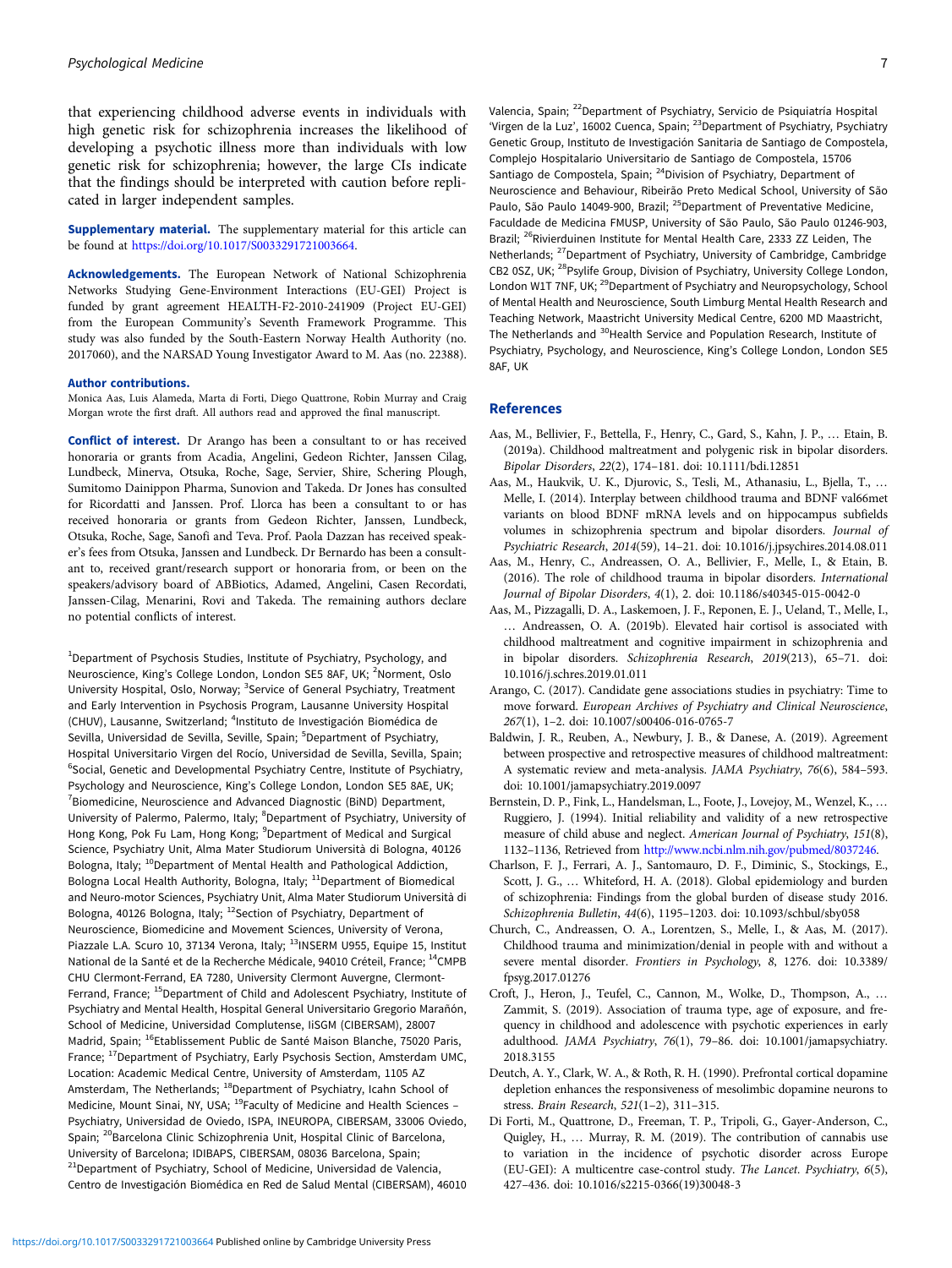that experiencing childhood adverse events in individuals with high genetic risk for schizophrenia increases the likelihood of developing a psychotic illness more than individuals with low genetic risk for schizophrenia; however, the large CIs indicate that the findings should be interpreted with caution before replicated in larger independent samples.

**Supplementary material.** The supplementary material for this article can be found at https://doi.org/10.1017/S0033291721003664.

**Acknowledgements.** The European Network of National Schizophrenia Networks Studying Gene-Environment Interactions (EU-GEI) Project is funded by grant agreement HEALTH-F2-2010-241909 (Project EU-GEI) from the European Community's Seventh Framework Programme. This study was also funded by the South-Eastern Norway Health Authority (no. 2017060), and the NARSAD Young Investigator Award to M. Aas (no. 22388).

**Author contributions.**
Monica Aas, Luis Alameda, Marta di Forti, Diego Quattrone, Robin Murray and Craig Morgan wrote the first draft. All authors read and approved the final manuscript.

**Conflict of interest.** Dr Arango has been a consultant to or has received honoraria or grants from Acadia, Angelini, Gedeon Richter, Janssen Cilag, Lundbeck, Minerva, Otsuka, Roche, Sage, Servier, Shire, Schering Plough, Sumitomo Dainippon Pharma, Sunovion and Takeda. Dr Jones has consulted for Ricordatti and Janssen. Prof. Llorca has been a consultant to or has received honoraria or grants from Gedeon Richter, Janssen, Lundbeck, Otsuka, Roche, Sage, Sanofi and Teva. Prof. Paola Dazzan has received speaker's fees from Otsuka, Janssen and Lundbeck. Dr Bernardo has been a consultant to, received grant/research support or honoraria from, or been on the speakers/advisory board of ABBiotics, Adamed, Angelini, Casen Recordati, Janssen-Cilag, Menarini, Rovi and Takeda. The remaining authors declare no potential conflicts of interest.

[1]Department of Psychosis Studies, Institute of Psychiatry, Psychology, and Neuroscience, King's College London, London SE5 8AF, UK; [2]Norment, Oslo University Hospital, Oslo, Norway; [3]Service of General Psychiatry, Treatment and Early Intervention in Psychosis Program, Lausanne University Hospital (CHUV), Lausanne, Switzerland; [4]Instituto de Investigación Biomédica de Sevilla, Universidad de Sevilla, Seville, Spain; [5]Department of Psychiatry, Hospital Universitario Virgen del Rocío, Universidad de Sevilla, Sevilla, Spain; [6]Social, Genetic and Developmental Psychiatry Centre, Institute of Psychiatry, Psychology and Neuroscience, King's College London, London SE5 8AE, UK; [7]Biomedicine, Neuroscience and Advanced Diagnostic (BiND) Department, University of Palermo, Palermo, Italy; [8]Department of Psychiatry, University of Hong Kong, Pok Fu Lam, Hong Kong; [9]Department of Medical and Surgical Science, Psychiatry Unit, Alma Mater Studiorum Università di Bologna, 40126 Bologna, Italy; [10]Department of Mental Health and Pathological Addiction, Bologna Local Health Authority, Bologna, Italy; [11]Department of Biomedical and Neuro-motor Sciences, Psychiatry Unit, Alma Mater Studiorum Università di Bologna, 40126 Bologna, Italy; [12]Section of Psychiatry, Department of Neuroscience, Biomedicine and Movement Sciences, University of Verona, Piazzale L.A. Scuro 10, 37134 Verona, Italy; [13]INSERM U955, Equipe 15, Institut National de la Santé et de la Recherche Médicale, 94010 Créteil, France; [14]CMPB CHU Clermont-Ferrand, EA 7280, University Clermont Auvergne, Clermont-Ferrand, France; [15]Department of Child and Adolescent Psychiatry, Institute of Psychiatry and Mental Health, Hospital General Universitario Gregorio Marañón, School of Medicine, Universidad Complutense, IiSGM (CIBERSAM), 28007 Madrid, Spain; [16]Etablissement Public de Santé Maison Blanche, 75020 Paris, France; [17]Department of Psychiatry, Early Psychosis Section, Amsterdam UMC, Location: Academic Medical Centre, University of Amsterdam, 1105 AZ Amsterdam, The Netherlands; [18]Department of Psychiatry, Icahn School of Medicine, Mount Sinai, NY, USA; [19]Faculty of Medicine and Health Sciences – Psychiatry, Universidad de Oviedo, ISPA, INEUROPA, CIBERSAM, 33006 Oviedo, Spain; [20]Barcelona Clinic Schizophrenia Unit, Hospital Clinic of Barcelona, University of Barcelona; IDIBAPS, CIBERSAM, 08036 Barcelona, Spain; [21]Department of Psychiatry, School of Medicine, Universidad de Valencia, Centro de Investigación Biomédica en Red de Salud Mental (CIBERSAM), 46010 Valencia, Spain; [22]Department of Psychiatry, Servicio de Psiquiatría Hospital 'Virgen de la Luz', 16002 Cuenca, Spain; [23]Department of Psychiatry, Psychiatry Genetic Group, Instituto de Investigación Sanitaria de Santiago de Compostela, Complejo Hospitalario Universitario de Santiago de Compostela, 15706 Santiago de Compostela, Spain; [24]Division of Psychiatry, Department of Neuroscience and Behaviour, Ribeirão Preto Medical School, University of São Paulo, São Paulo 14049-900, Brazil; [25]Department of Preventative Medicine, Faculdade de Medicina FMUSP, University of São Paulo, São Paulo 01246-903, Brazil; [26]Rivierduinen Institute for Mental Health Care, 2333 ZZ Leiden, The Netherlands; [27]Department of Psychiatry, University of Cambridge, Cambridge CB2 0SZ, UK; [28]Psylife Group, Division of Psychiatry, University College London, London W1T 7NF, UK; [29]Department of Psychiatry and Neuropsychology, School of Mental Health and Neuroscience, South Limburg Mental Health Research and Teaching Network, Maastricht University Medical Centre, 6200 MD Maastricht, The Netherlands and [30]Health Service and Population Research, Institute of Psychiatry, Psychology, and Neuroscience, King's College London, London SE5 8AF, UK

## References

Aas, M., Bellivier, F., Bettella, F., Henry, C., Gard, S., Kahn, J. P., … Etain, B. (2019a). Childhood maltreatment and polygenic risk in bipolar disorders. *Bipolar Disorders*, *22*(2), 174–181. doi: 10.1111/bdi.12851

Aas, M., Haukvik, U. K., Djurovic, S., Tesli, M., Athanasiu, L., Bjella, T., … Melle, I. (2014). Interplay between childhood trauma and BDNF val66met variants on blood BDNF mRNA levels and on hippocampus subfields volumes in schizophrenia spectrum and bipolar disorders. *Journal of Psychiatric Research*, *2014*(59), 14–21. doi: 10.1016/j.jpsychires.2014.08.011

Aas, M., Henry, C., Andreassen, O. A., Bellivier, F., Melle, I., & Etain, B. (2016). The role of childhood trauma in bipolar disorders. *International Journal of Bipolar Disorders*, *4*(1), 2. doi: 10.1186/s40345-015-0042-0

Aas, M., Pizzagalli, D. A., Laskemoen, J. F., Reponen, E. J., Ueland, T., Melle, I., … Andreassen, O. A. (2019b). Elevated hair cortisol is associated with childhood maltreatment and cognitive impairment in schizophrenia and in bipolar disorders. *Schizophrenia Research*, *2019*(213), 65–71. doi: 10.1016/j.schres.2019.01.011

Arango, C. (2017). Candidate gene associations studies in psychiatry: Time to move forward. *European Archives of Psychiatry and Clinical Neuroscience*, *267*(1), 1–2. doi: 10.1007/s00406-016-0765-7

Baldwin, J. R., Reuben, A., Newbury, J. B., & Danese, A. (2019). Agreement between prospective and retrospective measures of childhood maltreatment: A systematic review and meta-analysis. *JAMA Psychiatry*, *76*(6), 584–593. doi: 10.1001/jamapsychiatry.2019.0097

Bernstein, D. P., Fink, L., Handelsman, L., Foote, J., Lovejoy, M., Wenzel, K., … Ruggiero, J. (1994). Initial reliability and validity of a new retrospective measure of child abuse and neglect. *American Journal of Psychiatry*, *151*(8), 1132–1136, Retrieved from http://www.ncbi.nlm.nih.gov/pubmed/8037246.

Charlson, F. J., Ferrari, A. J., Santomauro, D. F., Diminic, S., Stockings, E., Scott, J. G., … Whiteford, H. A. (2018). Global epidemiology and burden of schizophrenia: Findings from the global burden of disease study 2016. *Schizophrenia Bulletin*, *44*(6), 1195–1203. doi: 10.1093/schbul/sby058

Church, C., Andreassen, O. A., Lorentzen, S., Melle, I., & Aas, M. (2017). Childhood trauma and minimization/denial in people with and without a severe mental disorder. *Frontiers in Psychology*, *8*, 1276. doi: 10.3389/fpsyg.2017.01276

Croft, J., Heron, J., Teufel, C., Cannon, M., Wolke, D., Thompson, A., … Zammit, S. (2019). Association of trauma type, age of exposure, and frequency in childhood and adolescence with psychotic experiences in early adulthood. *JAMA Psychiatry*, *76*(1), 79–86. doi: 10.1001/jamapsychiatry.2018.3155

Deutch, A. Y., Clark, W. A., & Roth, R. H. (1990). Prefrontal cortical dopamine depletion enhances the responsiveness of mesolimbic dopamine neurons to stress. *Brain Research*, *521*(1–2), 311–315.

Di Forti, M., Quattrone, D., Freeman, T. P., Tripoli, G., Gayer-Anderson, C., Quigley, H., … Murray, R. M. (2019). The contribution of cannabis use to variation in the incidence of psychotic disorder across Europe (EU-GEI): A multicentre case-control study. *The Lancet. Psychiatry*, *6*(5), 427–436. doi: 10.1016/s2215-0366(19)30048-3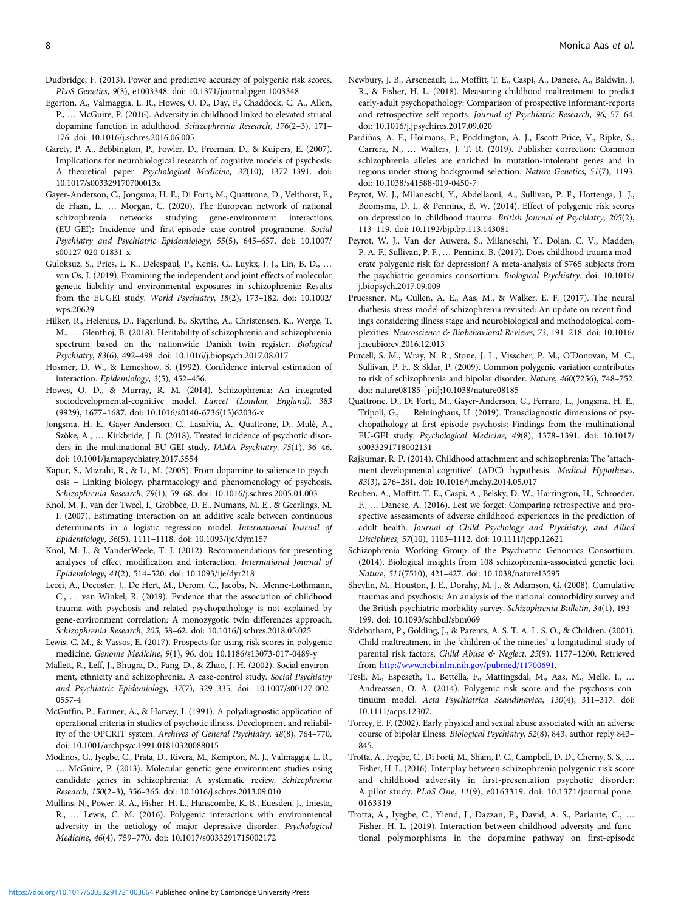Dudbridge, F. (2013). Power and predictive accuracy of polygenic risk scores. *PLoS Genetics*, *9*(3), e1003348. doi: 10.1371/journal.pgen.1003348

Egerton, A., Valmaggia, L. R., Howes, O. D., Day, F., Chaddock, C. A., Allen, P., … McGuire, P. (2016). Adversity in childhood linked to elevated striatal dopamine function in adulthood. *Schizophrenia Research*, *176*(2–3), 171–176. doi: 10.1016/j.schres.2016.06.005

Garety, P. A., Bebbington, P., Fowler, D., Freeman, D., & Kuipers, E. (2007). Implications for neurobiological research of cognitive models of psychosis: A theoretical paper. *Psychological Medicine*, *37*(10), 1377–1391. doi: 10.1017/s003329170700013x

Gayer-Anderson, C., Jongsma, H. E., Di Forti, M., Quattrone, D., Velthorst, E., de Haan, L., … Morgan, C. (2020). The European network of national schizophrenia networks studying gene-environment interactions (EU-GEI): Incidence and first-episode case-control programme. *Social Psychiatry and Psychiatric Epidemiology*, *55*(5), 645–657. doi: 10.1007/s00127-020-01831-x

Guloksuz, S., Pries, L. K., Delespaul, P., Kenis, G., Luykx, J. J., Lin, B. D., … van Os, J. (2019). Examining the independent and joint effects of molecular genetic liability and environmental exposures in schizophrenia: Results from the EUGEI study. *World Psychiatry*, *18*(2), 173–182. doi: 10.1002/wps.20629

Hilker, R., Helenius, D., Fagerlund, B., Skytthe, A., Christensen, K., Werge, T. M., … Glenthoj, B. (2018). Heritability of schizophrenia and schizophrenia spectrum based on the nationwide Danish twin register. *Biological Psychiatry*, *83*(6), 492–498. doi: 10.1016/j.biopsych.2017.08.017

Hosmer, D. W., & Lemeshow, S. (1992). Confidence interval estimation of interaction. *Epidemiology*, *3*(5), 452–456.

Howes, O. D., & Murray, R. M. (2014). Schizophrenia: An integrated sociodevelopmental-cognitive model. *Lancet (London, England)*, *383* (9929), 1677–1687. doi: 10.1016/s0140-6736(13)62036-x

Jongsma, H. E., Gayer-Anderson, C., Lasalvia, A., Quattrone, D., Mulè, A., Szöke, A., … Kirkbride, J. B. (2018). Treated incidence of psychotic disorders in the multinational EU-GEI study. *JAMA Psychiatry*, *75*(1), 36–46. doi: 10.1001/jamapsychiatry.2017.3554

Kapur, S., Mizrahi, R., & Li, M. (2005). From dopamine to salience to psychosis – Linking biology, pharmacology and phenomenology of psychosis. *Schizophrenia Research*, *79*(1), 59–68. doi: 10.1016/j.schres.2005.01.003

Knol, M. J., van der Tweel, I., Grobbee, D. E., Numans, M. E., & Geerlings, M. I. (2007). Estimating interaction on an additive scale between continuous determinants in a logistic regression model. *International Journal of Epidemiology*, *36*(5), 1111–1118. doi: 10.1093/ije/dym157

Knol, M. J., & VanderWeele, T. J. (2012). Recommendations for presenting analyses of effect modification and interaction. *International Journal of Epidemiology*, *41*(2), 514–520. doi: 10.1093/ije/dyr218

Lecei, A., Decoster, J., De Hert, M., Derom, C., Jacobs, N., Menne-Lothmann, C., … van Winkel, R. (2019). Evidence that the association of childhood trauma with psychosis and related psychopathology is not explained by gene-environment correlation: A monozygotic twin differences approach. *Schizophrenia Research*, *205*, 58–62. doi: 10.1016/j.schres.2018.05.025

Lewis, C. M., & Vassos, E. (2017). Prospects for using risk scores in polygenic medicine. *Genome Medicine*, *9*(1), 96. doi: 10.1186/s13073-017-0489-y

Mallett, R., Leff, J., Bhugra, D., Pang, D., & Zhao, J. H. (2002). Social environment, ethnicity and schizophrenia. A case-control study. *Social Psychiatry and Psychiatric Epidemiology*, *37*(7), 329–335. doi: 10.1007/s00127-002-0557-4

McGuffin, P., Farmer, A., & Harvey, I. (1991). A polydiagnostic application of operational criteria in studies of psychotic illness. Development and reliability of the OPCRIT system. *Archives of General Psychiatry*, *48*(8), 764–770. doi: 10.1001/archpsyc.1991.01810320088015

Modinos, G., Iyegbe, C., Prata, D., Rivera, M., Kempton, M. J., Valmaggia, L. R., … McGuire, P. (2013). Molecular genetic gene-environment studies using candidate genes in schizophrenia: A systematic review. *Schizophrenia Research*, *150*(2–3), 356–365. doi: 10.1016/j.schres.2013.09.010

Mullins, N., Power, R. A., Fisher, H. L., Hanscombe, K. B., Euesden, J., Iniesta, R., … Lewis, C. M. (2016). Polygenic interactions with environmental adversity in the aetiology of major depressive disorder. *Psychological Medicine*, *46*(4), 759–770. doi: 10.1017/s0033291715002172

Newbury, J. B., Arseneault, L., Moffitt, T. E., Caspi, A., Danese, A., Baldwin, J. R., & Fisher, H. L. (2018). Measuring childhood maltreatment to predict early-adult psychopathology: Comparison of prospective informant-reports and retrospective self-reports. *Journal of Psychiatric Research*, *96*, 57–64. doi: 10.1016/j.jpsychires.2017.09.020

Pardiñas, A. F., Holmans, P., Pocklington, A. J., Escott-Price, V., Ripke, S., Carrera, N., … Walters, J. T. R. (2019). Publisher correction: Common schizophrenia alleles are enriched in mutation-intolerant genes and in regions under strong background selection. *Nature Genetics*, *51*(7), 1193. doi: 10.1038/s41588-019-0450-7

Peyrot, W. J., Milaneschi, Y., Abdellaoui, A., Sullivan, P. F., Hottenga, J. J., Boomsma, D. I., & Penninx, B. W. (2014). Effect of polygenic risk scores on depression in childhood trauma. *British Journal of Psychiatry*, *205*(2), 113–119. doi: 10.1192/bjp.bp.113.143081

Peyrot, W. J., Van der Auwera, S., Milaneschi, Y., Dolan, C. V., Madden, P. A. F., Sullivan, P. F., … Penninx, B. (2017). Does childhood trauma moderate polygenic risk for depression? A meta-analysis of 5765 subjects from the psychiatric genomics consortium. *Biological Psychiatry*. doi: 10.1016/j.biopsych.2017.09.009

Pruessner, M., Cullen, A. E., Aas, M., & Walker, E. F. (2017). The neural diathesis-stress model of schizophrenia revisited: An update on recent findings considering illness stage and neurobiological and methodological complexities. *Neuroscience & Biobehavioral Reviews*, *73*, 191–218. doi: 10.1016/j.neubiorev.2016.12.013

Purcell, S. M., Wray, N. R., Stone, J. L., Visscher, P. M., O'Donovan, M. C., Sullivan, P. F., & Sklar, P. (2009). Common polygenic variation contributes to risk of schizophrenia and bipolar disorder. *Nature*, *460*(7256), 748–752. doi: nature08185 [pii];10.1038/nature08185

Quattrone, D., Di Forti, M., Gayer-Anderson, C., Ferraro, L., Jongsma, H. E., Tripoli, G., … Reininghaus, U. (2019). Transdiagnostic dimensions of psychopathology at first episode psychosis: Findings from the multinational EU-GEI study. *Psychological Medicine*, *49*(8), 1378–1391. doi: 10.1017/s0033291718002131

Rajkumar, R. P. (2014). Childhood attachment and schizophrenia: The 'attachment-developmental-cognitive' (ADC) hypothesis. *Medical Hypotheses*, *83*(3), 276–281. doi: 10.1016/j.mehy.2014.05.017

Reuben, A., Moffitt, T. E., Caspi, A., Belsky, D. W., Harrington, H., Schroeder, F., … Danese, A. (2016). Lest we forget: Comparing retrospective and prospective assessments of adverse childhood experiences in the prediction of adult health. *Journal of Child Psychology and Psychiatry, and Allied Disciplines*, *57*(10), 1103–1112. doi: 10.1111/jcpp.12621

Schizophrenia Working Group of the Psychiatric Genomics Consortium. (2014). Biological insights from 108 schizophrenia-associated genetic loci. *Nature*, *511*(7510), 421–427. doi: 10.1038/nature13595

Shevlin, M., Houston, J. E., Dorahy, M. J., & Adamson, G. (2008). Cumulative traumas and psychosis: An analysis of the national comorbidity survey and the British psychiatric morbidity survey. *Schizophrenia Bulletin*, *34*(1), 193–199. doi: 10.1093/schbul/sbm069

Sidebotham, P., Golding, J., & Parents, A. S. T. A. L. S. O., & Children. (2001). Child maltreatment in the 'children of the nineties' a longitudinal study of parental risk factors. *Child Abuse & Neglect*, *25*(9), 1177–1200. Retrieved from http://www.ncbi.nlm.nih.gov/pubmed/11700691.

Tesli, M., Espeseth, T., Bettella, F., Mattingsdal, M., Aas, M., Melle, I., … Andreassen, O. A. (2014). Polygenic risk score and the psychosis continuum model. *Acta Psychiatrica Scandinavica*, *130*(4), 311–317. doi: 10.1111/acps.12307.

Torrey, E. F. (2002). Early physical and sexual abuse associated with an adverse course of bipolar illness. *Biological Psychiatry*, *52*(8), 843, author reply 843–845.

Trotta, A., Iyegbe, C., Di Forti, M., Sham, P. C., Campbell, D. D., Cherny, S. S., … Fisher, H. L. (2016). Interplay between schizophrenia polygenic risk score and childhood adversity in first-presentation psychotic disorder: A pilot study. *PLoS One*, *11*(9), e0163319. doi: 10.1371/journal.pone.0163319

Trotta, A., Iyegbe, C., Yiend, J., Dazzan, P., David, A. S., Pariante, C., … Fisher, H. L. (2019). Interaction between childhood adversity and functional polymorphisms in the dopamine pathway on first-episode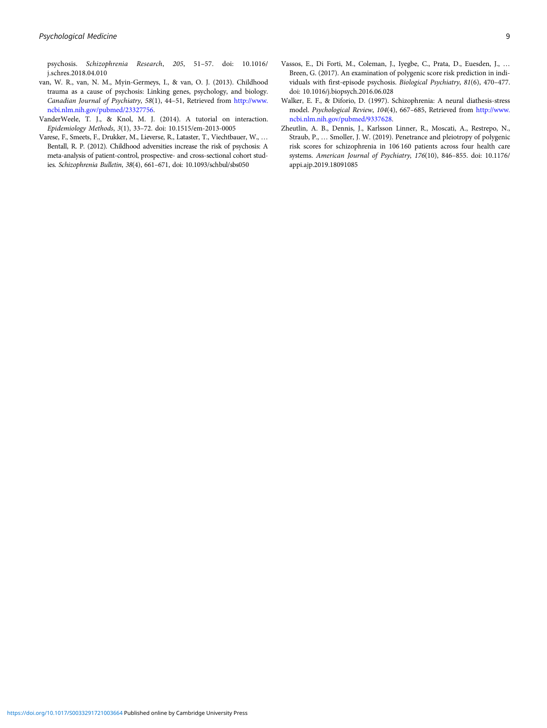psychosis. *Schizophrenia Research*, *205*, 51–57. doi: 10.1016/j.schres.2018.04.010

van, W. R., van, N. M., Myin-Germeys, I., & van, O. J. (2013). Childhood trauma as a cause of psychosis: Linking genes, psychology, and biology. *Canadian Journal of Psychiatry*, *58*(1), 44–51, Retrieved from http://www.ncbi.nlm.nih.gov/pubmed/23327756.

VanderWeele, T. J., & Knol, M. J. (2014). A tutorial on interaction. *Epidemiology Methods*, *3*(1), 33–72. doi: 10.1515/em-2013-0005

Varese, F., Smeets, F., Drukker, M., Lieverse, R., Lataster, T., Viechtbauer, W., … Bentall, R. P. (2012). Childhood adversities increase the risk of psychosis: A meta-analysis of patient-control, prospective- and cross-sectional cohort studies. *Schizophrenia Bulletin*, *38*(4), 661–671, doi: 10.1093/schbul/sbs050

Vassos, E., Di Forti, M., Coleman, J., Iyegbe, C., Prata, D., Euesden, J., … Breen, G. (2017). An examination of polygenic score risk prediction in individuals with first-episode psychosis. *Biological Psychiatry*, *81*(6), 470–477. doi: 10.1016/j.biopsych.2016.06.028

Walker, E. F., & Diforio, D. (1997). Schizophrenia: A neural diathesis-stress model. *Psychological Review*, *104*(4), 667–685, Retrieved from http://www.ncbi.nlm.nih.gov/pubmed/9337628.

Zheutlin, A. B., Dennis, J., Karlsson Linner, R., Moscati, A., Restrepo, N., Straub, P., … Smoller, J. W. (2019). Penetrance and pleiotropy of polygenic risk scores for schizophrenia in 106 160 patients across four health care systems. *American Journal of Psychiatry*, *176*(10), 846–855. doi: 10.1176/appi.ajp.2019.18091085